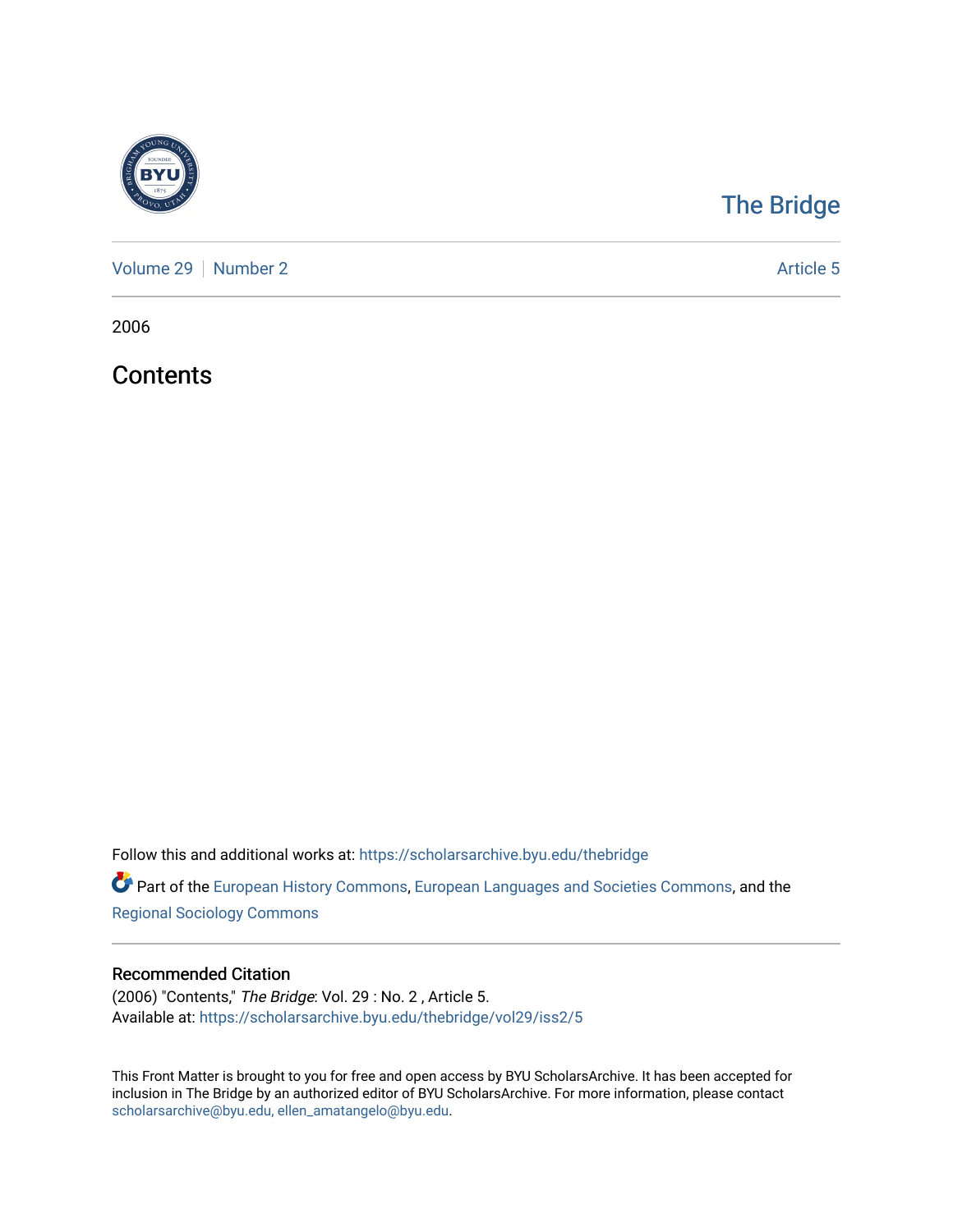The Bridge

Volume 29 | Number 2 | Article 5

2006

# Contents

Follow this and additional works at: https://scholarsarchive.byu.edu/thebridge

Part of the European History Commons, European Languages and Societies Commons, and the Regional Sociology Commons

## Recommended Citation

(2006) "Contents," *The Bridge*: Vol. 29 : No. 2 , Article 5.
Available at: https://scholarsarchive.byu.edu/thebridge/vol29/iss2/5

This Front Matter is brought to you for free and open access by BYU ScholarsArchive. It has been accepted for inclusion in The Bridge by an authorized editor of BYU ScholarsArchive. For more information, please contact scholarsarchive@byu.edu, ellen_amatangelo@byu.edu.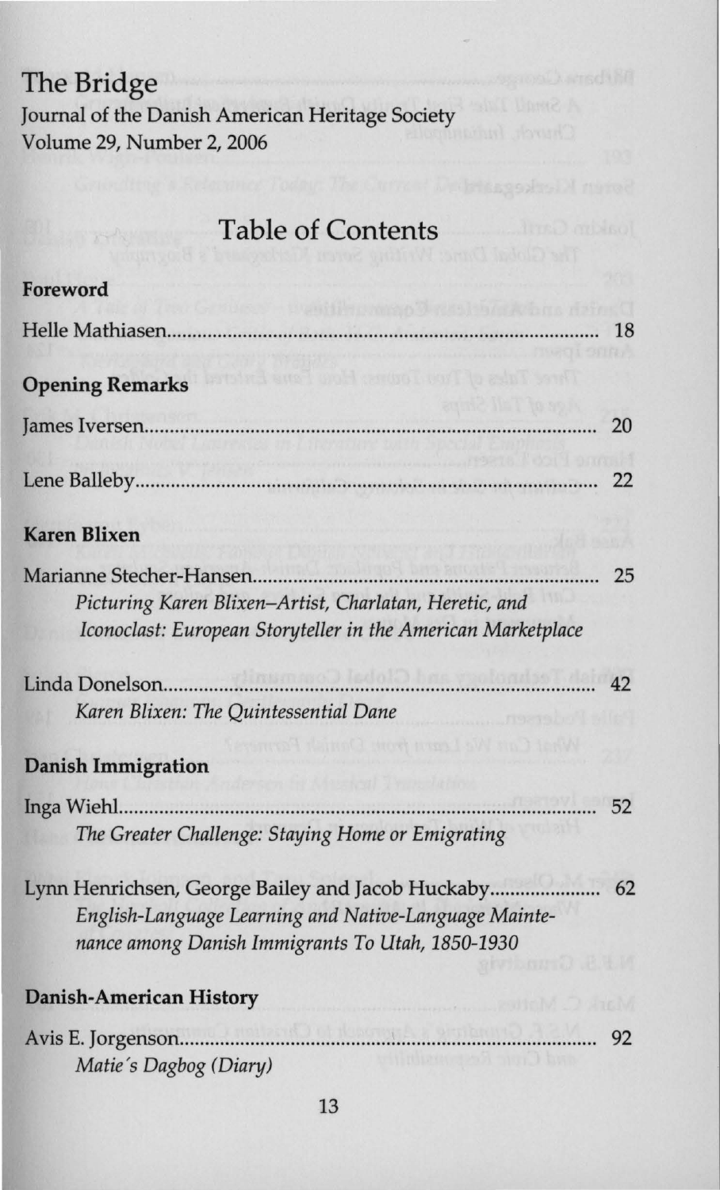The Bridge

Journal of the Danish American Heritage Society

Volume 29, Number 2, 2006

# Table of Contents

**Foreword**

Helle Mathiasen.................................................................................... 18

**Opening Remarks**

James Iversen....................................................................................... 20

Lene Balleby........................................................................................ 22

**Karen Blixen**

Marianne Stecher-Hansen.................................................................... 25

*Picturing Karen Blixen–Artist, Charlatan, Heretic, and Iconoclast: European Storyteller in the American Marketplace*

Linda Donelson..................................................................................... 42

*Karen Blixen: The Quintessential Dane*

**Danish Immigration**

Inga Wiehl............................................................................................ 52

*The Greater Challenge: Staying Home or Emigrating*

Lynn Henrichsen, George Bailey and Jacob Huckaby..................... 62

*English-Language Learning and Native-Language Maintenance among Danish Immigrants To Utah, 1850-1930*

**Danish-American History**

Avis E. Jorgenson................................................................................. 92

*Matie's Dagbog (Diary)*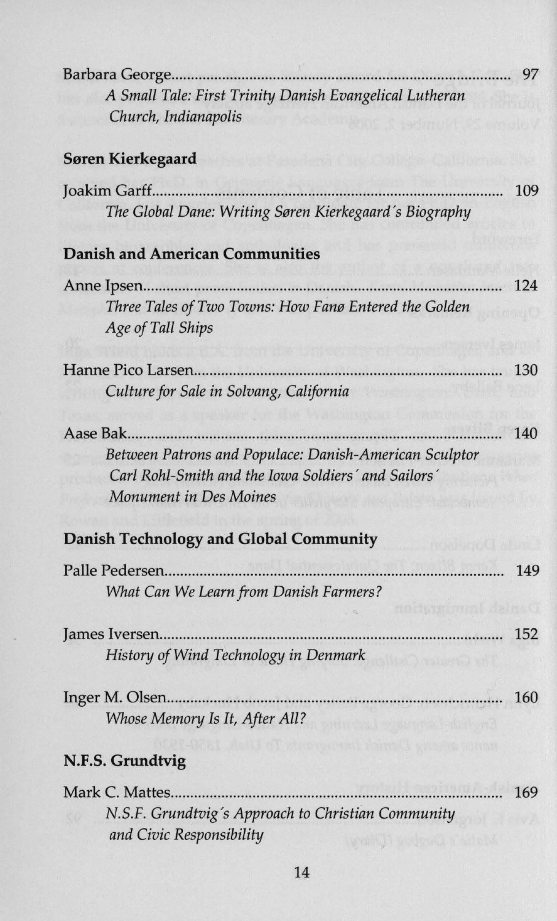Barbara George .......... 97

*A Small Tale: First Trinity Danish Evangelical Lutheran Church, Indianapolis*

## Søren Kierkegaard

Joakim Garff .......... 109

*The Global Dane: Writing Søren Kierkegaard's Biography*

## Danish and American Communities

Anne Ipsen .......... 124

*Three Tales of Two Towns: How Fanø Entered the Golden Age of Tall Ships*

Hanne Pico Larsen .......... 130

*Culture for Sale in Solvang, California*

Aase Bak .......... 140

*Between Patrons and Populace: Danish-American Sculptor Carl Rohl-Smith and the Iowa Soldiers' and Sailors' Monument in Des Moines*

## Danish Technology and Global Community

Palle Pedersen .......... 149

*What Can We Learn from Danish Farmers?*

James Iversen .......... 152

*History of Wind Technology in Denmark*

Inger M. Olsen .......... 160

*Whose Memory Is It, After All?*

## N.F.S. Grundtvig

Mark C. Mattes .......... 169

*N.S.F. Grundtvig's Approach to Christian Community and Civic Responsibility*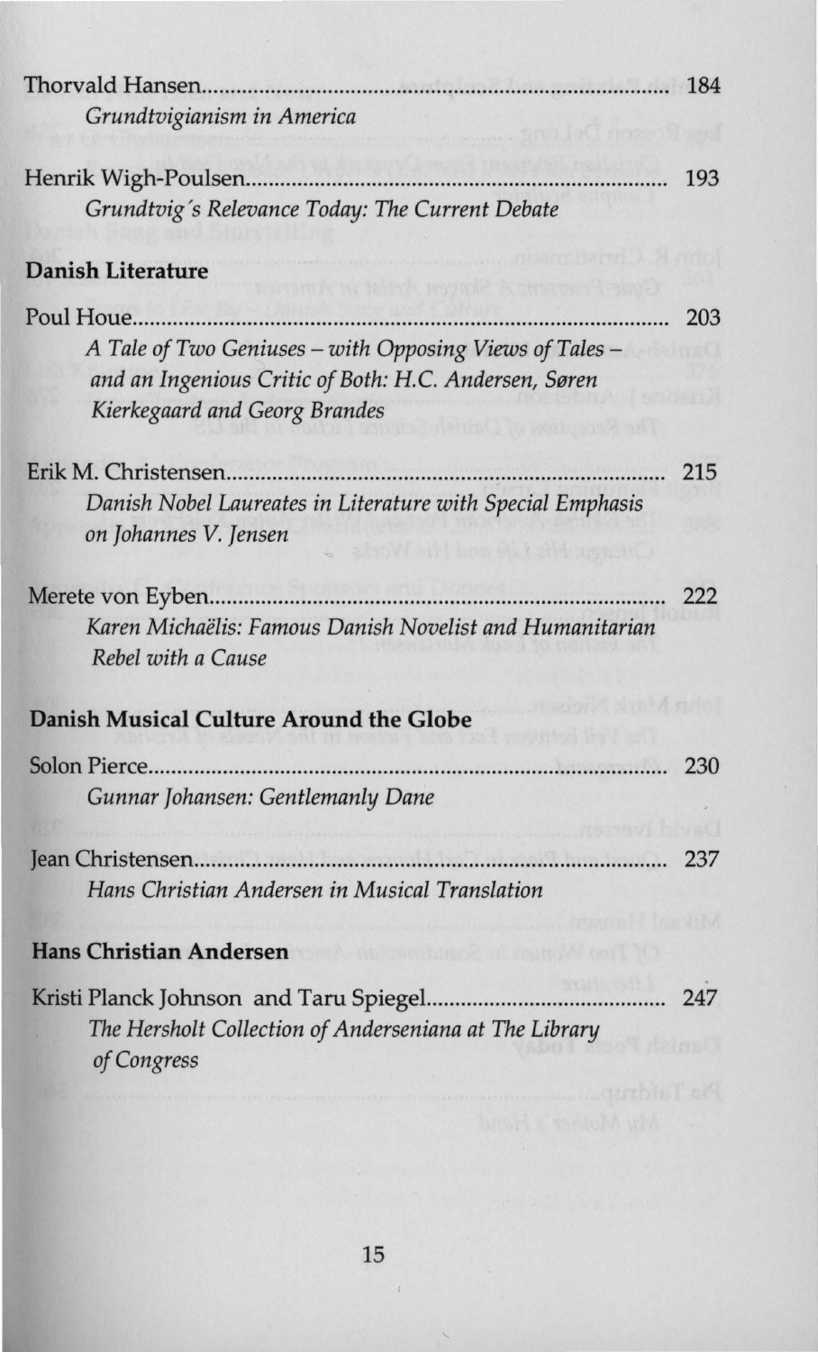Thorvald Hansen.......................................................................... 184

*Grundtvigianism in America*

Henrik Wigh-Poulsen.................................................................... 193

*Grundtvig's Relevance Today: The Current Debate*

**Danish Literature**

Poul Houe.................................................................................... 203

*A Tale of Two Geniuses – with Opposing Views of Tales – and an Ingenious Critic of Both: H.C. Andersen, Søren Kierkegaard and Georg Brandes*

Erik M. Christensen...................................................................... 215

*Danish Nobel Laureates in Literature with Special Emphasis on Johannes V. Jensen*

Merete von Eyben.......................................................................... 222

*Karen Michaëlis: Famous Danish Novelist and Humanitarian Rebel with a Cause*

**Danish Musical Culture Around the Globe**

Solon Pierce.................................................................................. 230

*Gunnar Johansen: Gentlemanly Dane*

Jean Christensen............................................................................ 237

*Hans Christian Andersen in Musical Translation*

**Hans Christian Andersen**

Kristi Planck Johnson and Taru Spiegel........................................ 247

*The Hersholt Collection of Anderseniana at The Library of Congress*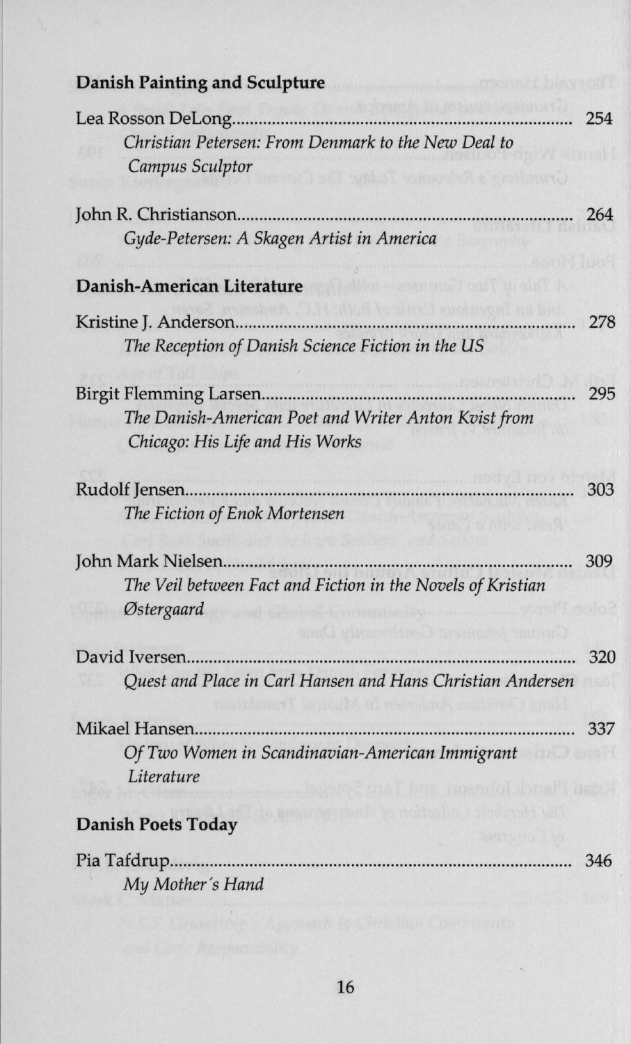## Danish Painting and Sculpture

Lea Rosson DeLong........................................................................ 254
*Christian Petersen: From Denmark to the New Deal to Campus Sculptor*

John R. Christianson........................................................................ 264
*Gyde-Petersen: A Skagen Artist in America*

## Danish-American Literature

Kristine J. Anderson........................................................................ 278
*The Reception of Danish Science Fiction in the US*

Birgit Flemming Larsen........................................................................ 295
*The Danish-American Poet and Writer Anton Kvist from Chicago: His Life and His Works*

Rudolf Jensen........................................................................ 303
*The Fiction of Enok Mortensen*

John Mark Nielsen........................................................................ 309
*The Veil between Fact and Fiction in the Novels of Kristian Østergaard*

David Iversen........................................................................ 320
*Quest and Place in Carl Hansen and Hans Christian Andersen*

Mikael Hansen........................................................................ 337
*Of Two Women in Scandinavian-American Immigrant Literature*

## Danish Poets Today

Pia Tafdrup........................................................................ 346
*My Mother's Hand*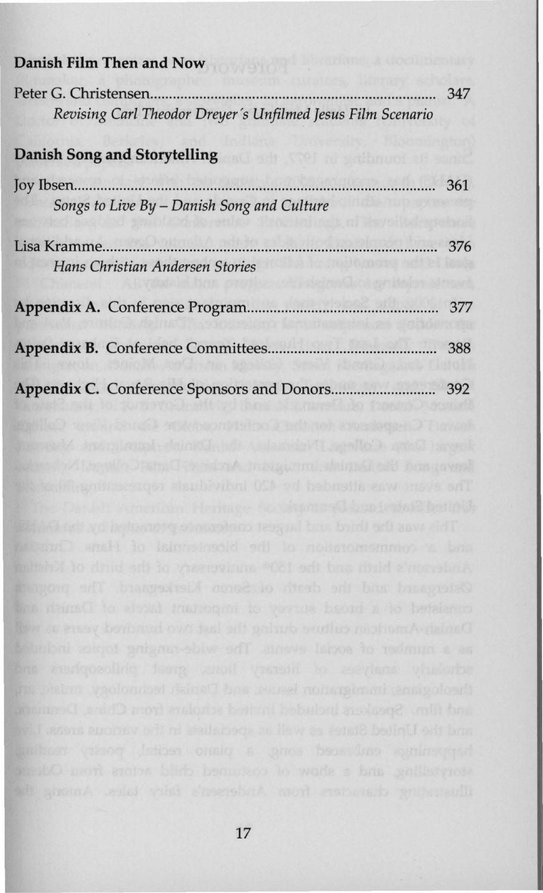**Danish Film Then and Now**

Peter G. Christensen............................................................................... 347

*Revising Carl Theodor Dreyer's Unfilmed Jesus Film Scenario*

**Danish Song and Storytelling**

Joy Ibsen.................................................................................................. 361

*Songs to Live By – Danish Song and Culture*

Lisa Kramme............................................................................................ 376

*Hans Christian Andersen Stories*

**Appendix A.** Conference Program.................................................... 377

**Appendix B.** Conference Committees............................................... 388

**Appendix C.** Conference Sponsors and Donors.............................. 392